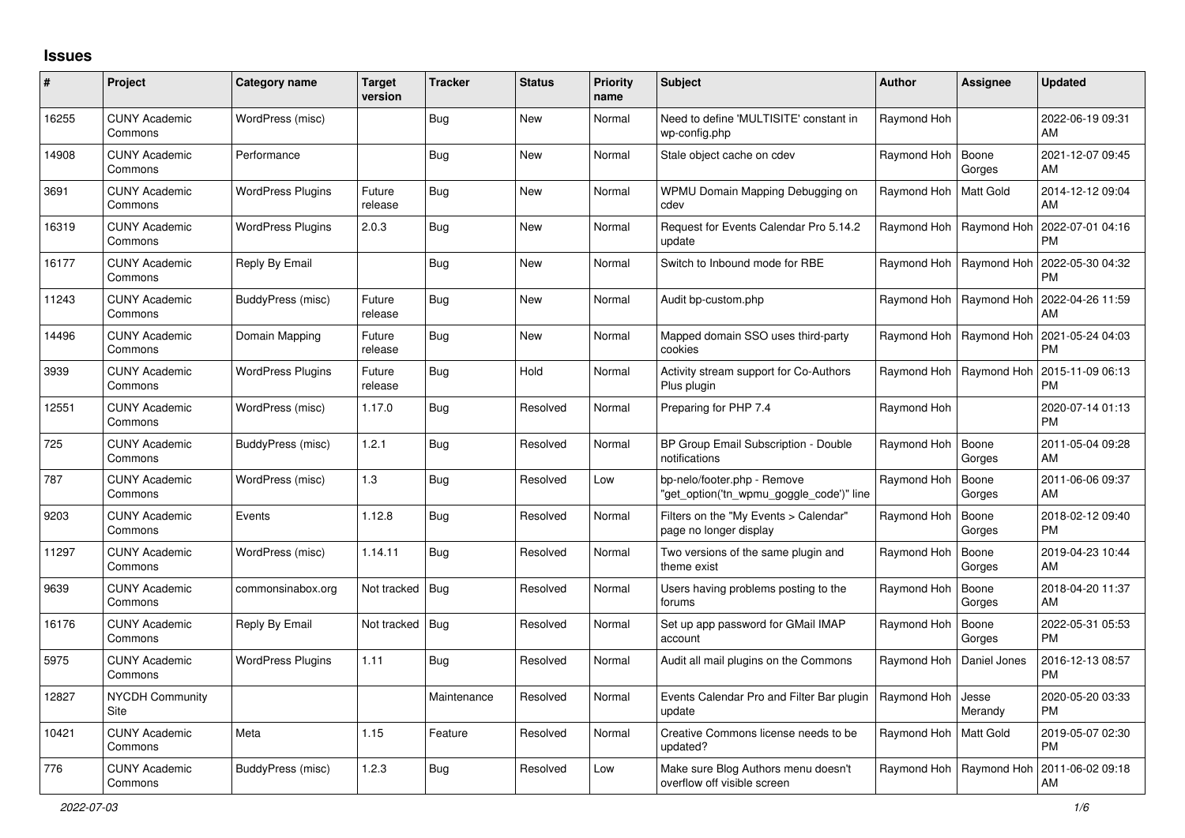## Issues

| # | Project | Category name | Target version | Tracker | Status | Priority name | Subject | Author | Assignee | Updated |
|---|---|---|---|---|---|---|---|---|---|---|
| 16255 | CUNY Academic Commons | WordPress (misc) | | Bug | New | Normal | Need to define 'MULTISITE' constant in wp-config.php | Raymond Hoh | | 2022-06-19 09:31 AM |
| 14908 | CUNY Academic Commons | Performance | | Bug | New | Normal | Stale object cache on cdev | Raymond Hoh | Boone Gorges | 2021-12-07 09:45 AM |
| 3691 | CUNY Academic Commons | WordPress Plugins | Future release | Bug | New | Normal | WPMU Domain Mapping Debugging on cdev | Raymond Hoh | Matt Gold | 2014-12-12 09:04 AM |
| 16319 | CUNY Academic Commons | WordPress Plugins | 2.0.3 | Bug | New | Normal | Request for Events Calendar Pro 5.14.2 update | Raymond Hoh | Raymond Hoh | 2022-07-01 04:16 PM |
| 16177 | CUNY Academic Commons | Reply By Email | | Bug | New | Normal | Switch to Inbound mode for RBE | Raymond Hoh | Raymond Hoh | 2022-05-30 04:32 PM |
| 11243 | CUNY Academic Commons | BuddyPress (misc) | Future release | Bug | New | Normal | Audit bp-custom.php | Raymond Hoh | Raymond Hoh | 2022-04-26 11:59 AM |
| 14496 | CUNY Academic Commons | Domain Mapping | Future release | Bug | New | Normal | Mapped domain SSO uses third-party cookies | Raymond Hoh | Raymond Hoh | 2021-05-24 04:03 PM |
| 3939 | CUNY Academic Commons | WordPress Plugins | Future release | Bug | Hold | Normal | Activity stream support for Co-Authors Plus plugin | Raymond Hoh | Raymond Hoh | 2015-11-09 06:13 PM |
| 12551 | CUNY Academic Commons | WordPress (misc) | 1.17.0 | Bug | Resolved | Normal | Preparing for PHP 7.4 | Raymond Hoh | | 2020-07-14 01:13 PM |
| 725 | CUNY Academic Commons | BuddyPress (misc) | 1.2.1 | Bug | Resolved | Normal | BP Group Email Subscription - Double notifications | Raymond Hoh | Boone Gorges | 2011-05-04 09:28 AM |
| 787 | CUNY Academic Commons | WordPress (misc) | 1.3 | Bug | Resolved | Low | bp-nelo/footer.php - Remove "get_option('tn_wpmu_goggle_code')" line | Raymond Hoh | Boone Gorges | 2011-06-06 09:37 AM |
| 9203 | CUNY Academic Commons | Events | 1.12.8 | Bug | Resolved | Normal | Filters on the "My Events > Calendar" page no longer display | Raymond Hoh | Boone Gorges | 2018-02-12 09:40 PM |
| 11297 | CUNY Academic Commons | WordPress (misc) | 1.14.11 | Bug | Resolved | Normal | Two versions of the same plugin and theme exist | Raymond Hoh | Boone Gorges | 2019-04-23 10:44 AM |
| 9639 | CUNY Academic Commons | commonsinabox.org | Not tracked | Bug | Resolved | Normal | Users having problems posting to the forums | Raymond Hoh | Boone Gorges | 2018-04-20 11:37 AM |
| 16176 | CUNY Academic Commons | Reply By Email | Not tracked | Bug | Resolved | Normal | Set up app password for GMail IMAP account | Raymond Hoh | Boone Gorges | 2022-05-31 05:53 PM |
| 5975 | CUNY Academic Commons | WordPress Plugins | 1.11 | Bug | Resolved | Normal | Audit all mail plugins on the Commons | Raymond Hoh | Daniel Jones | 2016-12-13 08:57 PM |
| 12827 | NYCDH Community Site | | | Maintenance | Resolved | Normal | Events Calendar Pro and Filter Bar plugin update | Raymond Hoh | Jesse Merandy | 2020-05-20 03:33 PM |
| 10421 | CUNY Academic Commons | Meta | 1.15 | Feature | Resolved | Normal | Creative Commons license needs to be updated? | Raymond Hoh | Matt Gold | 2019-05-07 02:30 PM |
| 776 | CUNY Academic Commons | BuddyPress (misc) | 1.2.3 | Bug | Resolved | Low | Make sure Blog Authors menu doesn't overflow off visible screen | Raymond Hoh | Raymond Hoh | 2011-06-02 09:18 AM |

*2022-07-03*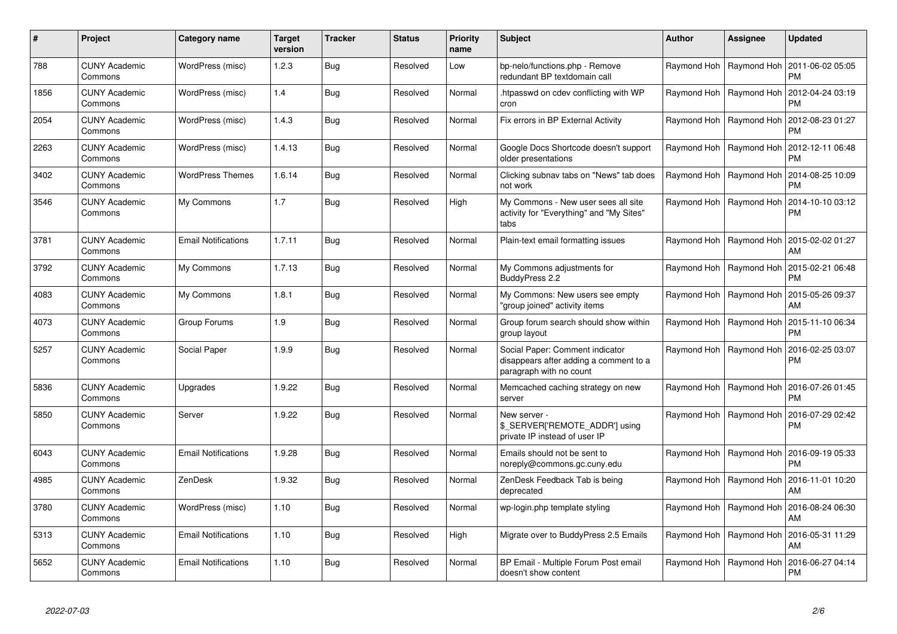| # | Project | Category name | Target version | Tracker | Status | Priority name | Subject | Author | Assignee | Updated |
|---|---|---|---|---|---|---|---|---|---|---|
| 788 | CUNY Academic Commons | WordPress (misc) | 1.2.3 | Bug | Resolved | Low | bp-nelo/functions.php - Remove redundant BP textdomain call | Raymond Hoh | Raymond Hoh | 2011-06-02 05:05 PM |
| 1856 | CUNY Academic Commons | WordPress (misc) | 1.4 | Bug | Resolved | Normal | .htpasswd on cdev conflicting with WP cron | Raymond Hoh | Raymond Hoh | 2012-04-24 03:19 PM |
| 2054 | CUNY Academic Commons | WordPress (misc) | 1.4.3 | Bug | Resolved | Normal | Fix errors in BP External Activity | Raymond Hoh | Raymond Hoh | 2012-08-23 01:27 PM |
| 2263 | CUNY Academic Commons | WordPress (misc) | 1.4.13 | Bug | Resolved | Normal | Google Docs Shortcode doesn't support older presentations | Raymond Hoh | Raymond Hoh | 2012-12-11 06:48 PM |
| 3402 | CUNY Academic Commons | WordPress Themes | 1.6.14 | Bug | Resolved | Normal | Clicking subnav tabs on "News" tab does not work | Raymond Hoh | Raymond Hoh | 2014-08-25 10:09 PM |
| 3546 | CUNY Academic Commons | My Commons | 1.7 | Bug | Resolved | High | My Commons - New user sees all site activity for "Everything" and "My Sites" tabs | Raymond Hoh | Raymond Hoh | 2014-10-10 03:12 PM |
| 3781 | CUNY Academic Commons | Email Notifications | 1.7.11 | Bug | Resolved | Normal | Plain-text email formatting issues | Raymond Hoh | Raymond Hoh | 2015-02-02 01:27 AM |
| 3792 | CUNY Academic Commons | My Commons | 1.7.13 | Bug | Resolved | Normal | My Commons adjustments for BuddyPress 2.2 | Raymond Hoh | Raymond Hoh | 2015-02-21 06:48 PM |
| 4083 | CUNY Academic Commons | My Commons | 1.8.1 | Bug | Resolved | Normal | My Commons: New users see empty "group joined" activity items | Raymond Hoh | Raymond Hoh | 2015-05-26 09:37 AM |
| 4073 | CUNY Academic Commons | Group Forums | 1.9 | Bug | Resolved | Normal | Group forum search should show within group layout | Raymond Hoh | Raymond Hoh | 2015-11-10 06:34 PM |
| 5257 | CUNY Academic Commons | Social Paper | 1.9.9 | Bug | Resolved | Normal | Social Paper: Comment indicator disappears after adding a comment to a paragraph with no count | Raymond Hoh | Raymond Hoh | 2016-02-25 03:07 PM |
| 5836 | CUNY Academic Commons | Upgrades | 1.9.22 | Bug | Resolved | Normal | Memcached caching strategy on new server | Raymond Hoh | Raymond Hoh | 2016-07-26 01:45 PM |
| 5850 | CUNY Academic Commons | Server | 1.9.22 | Bug | Resolved | Normal | New server - $_SERVER['REMOTE_ADDR'] using private IP instead of user IP | Raymond Hoh | Raymond Hoh | 2016-07-29 02:42 PM |
| 6043 | CUNY Academic Commons | Email Notifications | 1.9.28 | Bug | Resolved | Normal | Emails should not be sent to noreply@commons.gc.cuny.edu | Raymond Hoh | Raymond Hoh | 2016-09-19 05:33 PM |
| 4985 | CUNY Academic Commons | ZenDesk | 1.9.32 | Bug | Resolved | Normal | ZenDesk Feedback Tab is being deprecated | Raymond Hoh | Raymond Hoh | 2016-11-01 10:20 AM |
| 3780 | CUNY Academic Commons | WordPress (misc) | 1.10 | Bug | Resolved | Normal | wp-login.php template styling | Raymond Hoh | Raymond Hoh | 2016-08-24 06:30 AM |
| 5313 | CUNY Academic Commons | Email Notifications | 1.10 | Bug | Resolved | High | Migrate over to BuddyPress 2.5 Emails | Raymond Hoh | Raymond Hoh | 2016-05-31 11:29 AM |
| 5652 | CUNY Academic Commons | Email Notifications | 1.10 | Bug | Resolved | Normal | BP Email - Multiple Forum Post email doesn't show content | Raymond Hoh | Raymond Hoh | 2016-06-27 04:14 PM |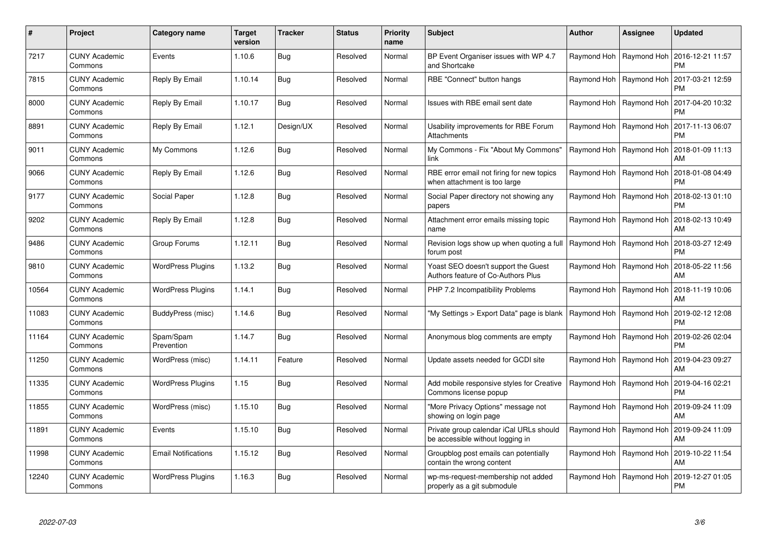| # | Project | Category name | Target version | Tracker | Status | Priority name | Subject | Author | Assignee | Updated |
|---|---|---|---|---|---|---|---|---|---|---|
| 7217 | CUNY Academic Commons | Events | 1.10.6 | Bug | Resolved | Normal | BP Event Organiser issues with WP 4.7 and Shortcake | Raymond Hoh | Raymond Hoh | 2016-12-21 11:57 PM |
| 7815 | CUNY Academic Commons | Reply By Email | 1.10.14 | Bug | Resolved | Normal | RBE "Connect" button hangs | Raymond Hoh | Raymond Hoh | 2017-03-21 12:59 PM |
| 8000 | CUNY Academic Commons | Reply By Email | 1.10.17 | Bug | Resolved | Normal | Issues with RBE email sent date | Raymond Hoh | Raymond Hoh | 2017-04-20 10:32 PM |
| 8891 | CUNY Academic Commons | Reply By Email | 1.12.1 | Design/UX | Resolved | Normal | Usability improvements for RBE Forum Attachments | Raymond Hoh | Raymond Hoh | 2017-11-13 06:07 PM |
| 9011 | CUNY Academic Commons | My Commons | 1.12.6 | Bug | Resolved | Normal | My Commons - Fix "About My Commons" link | Raymond Hoh | Raymond Hoh | 2018-01-09 11:13 AM |
| 9066 | CUNY Academic Commons | Reply By Email | 1.12.6 | Bug | Resolved | Normal | RBE error email not firing for new topics when attachment is too large | Raymond Hoh | Raymond Hoh | 2018-01-08 04:49 PM |
| 9177 | CUNY Academic Commons | Social Paper | 1.12.8 | Bug | Resolved | Normal | Social Paper directory not showing any papers | Raymond Hoh | Raymond Hoh | 2018-02-13 01:10 PM |
| 9202 | CUNY Academic Commons | Reply By Email | 1.12.8 | Bug | Resolved | Normal | Attachment error emails missing topic name | Raymond Hoh | Raymond Hoh | 2018-02-13 10:49 AM |
| 9486 | CUNY Academic Commons | Group Forums | 1.12.11 | Bug | Resolved | Normal | Revision logs show up when quoting a full forum post | Raymond Hoh | Raymond Hoh | 2018-03-27 12:49 PM |
| 9810 | CUNY Academic Commons | WordPress Plugins | 1.13.2 | Bug | Resolved | Normal | Yoast SEO doesn't support the Guest Authors feature of Co-Authors Plus | Raymond Hoh | Raymond Hoh | 2018-05-22 11:56 AM |
| 10564 | CUNY Academic Commons | WordPress Plugins | 1.14.1 | Bug | Resolved | Normal | PHP 7.2 Incompatibility Problems | Raymond Hoh | Raymond Hoh | 2018-11-19 10:06 AM |
| 11083 | CUNY Academic Commons | BuddyPress (misc) | 1.14.6 | Bug | Resolved | Normal | "My Settings > Export Data" page is blank | Raymond Hoh | Raymond Hoh | 2019-02-12 12:08 PM |
| 11164 | CUNY Academic Commons | Spam/Spam Prevention | 1.14.7 | Bug | Resolved | Normal | Anonymous blog comments are empty | Raymond Hoh | Raymond Hoh | 2019-02-26 02:04 PM |
| 11250 | CUNY Academic Commons | WordPress (misc) | 1.14.11 | Feature | Resolved | Normal | Update assets needed for GCDI site | Raymond Hoh | Raymond Hoh | 2019-04-23 09:27 AM |
| 11335 | CUNY Academic Commons | WordPress Plugins | 1.15 | Bug | Resolved | Normal | Add mobile responsive styles for Creative Commons license popup | Raymond Hoh | Raymond Hoh | 2019-04-16 02:21 PM |
| 11855 | CUNY Academic Commons | WordPress (misc) | 1.15.10 | Bug | Resolved | Normal | "More Privacy Options" message not showing on login page | Raymond Hoh | Raymond Hoh | 2019-09-24 11:09 AM |
| 11891 | CUNY Academic Commons | Events | 1.15.10 | Bug | Resolved | Normal | Private group calendar iCal URLs should be accessible without logging in | Raymond Hoh | Raymond Hoh | 2019-09-24 11:09 AM |
| 11998 | CUNY Academic Commons | Email Notifications | 1.15.12 | Bug | Resolved | Normal | Groupblog post emails can potentially contain the wrong content | Raymond Hoh | Raymond Hoh | 2019-10-22 11:54 AM |
| 12240 | CUNY Academic Commons | WordPress Plugins | 1.16.3 | Bug | Resolved | Normal | wp-ms-request-membership not added properly as a git submodule | Raymond Hoh | Raymond Hoh | 2019-12-27 01:05 PM |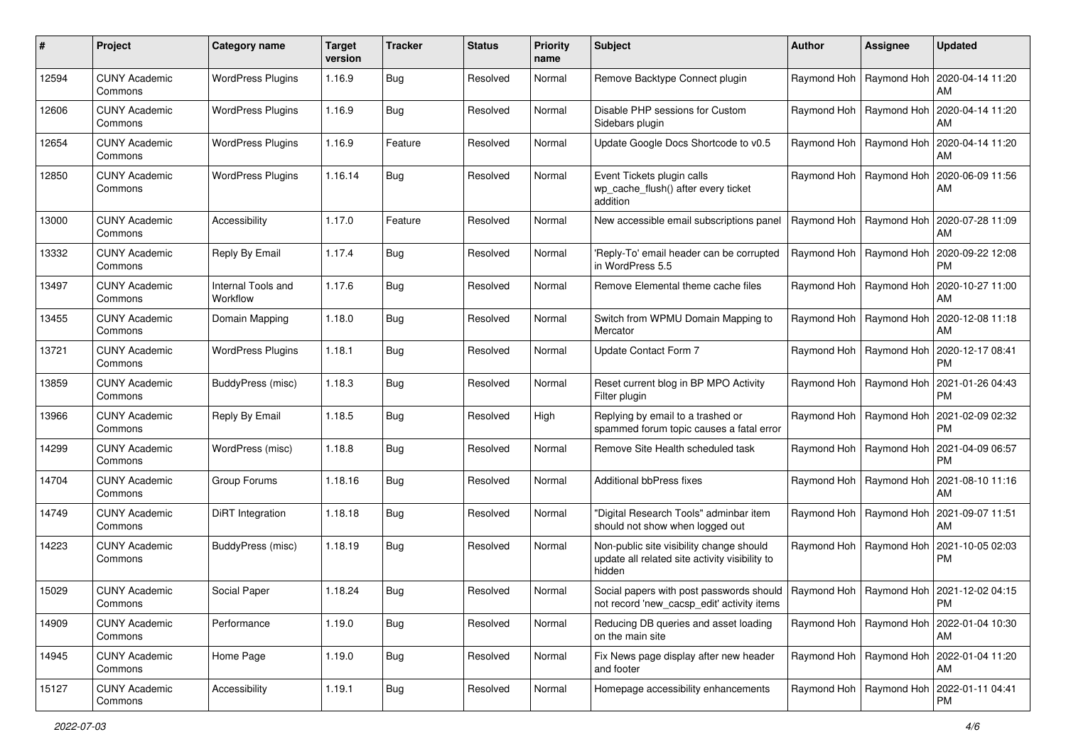| # | Project | Category name | Target version | Tracker | Status | Priority name | Subject | Author | Assignee | Updated |
|---|---|---|---|---|---|---|---|---|---|---|
| 12594 | CUNY Academic Commons | WordPress Plugins | 1.16.9 | Bug | Resolved | Normal | Remove Backtype Connect plugin | Raymond Hoh | Raymond Hoh | 2020-04-14 11:20 AM |
| 12606 | CUNY Academic Commons | WordPress Plugins | 1.16.9 | Bug | Resolved | Normal | Disable PHP sessions for Custom Sidebars plugin | Raymond Hoh | Raymond Hoh | 2020-04-14 11:20 AM |
| 12654 | CUNY Academic Commons | WordPress Plugins | 1.16.9 | Feature | Resolved | Normal | Update Google Docs Shortcode to v0.5 | Raymond Hoh | Raymond Hoh | 2020-04-14 11:20 AM |
| 12850 | CUNY Academic Commons | WordPress Plugins | 1.16.14 | Bug | Resolved | Normal | Event Tickets plugin calls wp_cache_flush() after every ticket addition | Raymond Hoh | Raymond Hoh | 2020-06-09 11:56 AM |
| 13000 | CUNY Academic Commons | Accessibility | 1.17.0 | Feature | Resolved | Normal | New accessible email subscriptions panel | Raymond Hoh | Raymond Hoh | 2020-07-28 11:09 AM |
| 13332 | CUNY Academic Commons | Reply By Email | 1.17.4 | Bug | Resolved | Normal | 'Reply-To' email header can be corrupted in WordPress 5.5 | Raymond Hoh | Raymond Hoh | 2020-09-22 12:08 PM |
| 13497 | CUNY Academic Commons | Internal Tools and Workflow | 1.17.6 | Bug | Resolved | Normal | Remove Elemental theme cache files | Raymond Hoh | Raymond Hoh | 2020-10-27 11:00 AM |
| 13455 | CUNY Academic Commons | Domain Mapping | 1.18.0 | Bug | Resolved | Normal | Switch from WPMU Domain Mapping to Mercator | Raymond Hoh | Raymond Hoh | 2020-12-08 11:18 AM |
| 13721 | CUNY Academic Commons | WordPress Plugins | 1.18.1 | Bug | Resolved | Normal | Update Contact Form 7 | Raymond Hoh | Raymond Hoh | 2020-12-17 08:41 PM |
| 13859 | CUNY Academic Commons | BuddyPress (misc) | 1.18.3 | Bug | Resolved | Normal | Reset current blog in BP MPO Activity Filter plugin | Raymond Hoh | Raymond Hoh | 2021-01-26 04:43 PM |
| 13966 | CUNY Academic Commons | Reply By Email | 1.18.5 | Bug | Resolved | High | Replying by email to a trashed or spammed forum topic causes a fatal error | Raymond Hoh | Raymond Hoh | 2021-02-09 02:32 PM |
| 14299 | CUNY Academic Commons | WordPress (misc) | 1.18.8 | Bug | Resolved | Normal | Remove Site Health scheduled task | Raymond Hoh | Raymond Hoh | 2021-04-09 06:57 PM |
| 14704 | CUNY Academic Commons | Group Forums | 1.18.16 | Bug | Resolved | Normal | Additional bbPress fixes | Raymond Hoh | Raymond Hoh | 2021-08-10 11:16 AM |
| 14749 | CUNY Academic Commons | DiRT Integration | 1.18.18 | Bug | Resolved | Normal | "Digital Research Tools" adminbar item should not show when logged out | Raymond Hoh | Raymond Hoh | 2021-09-07 11:51 AM |
| 14223 | CUNY Academic Commons | BuddyPress (misc) | 1.18.19 | Bug | Resolved | Normal | Non-public site visibility change should update all related site activity visibility to hidden | Raymond Hoh | Raymond Hoh | 2021-10-05 02:03 PM |
| 15029 | CUNY Academic Commons | Social Paper | 1.18.24 | Bug | Resolved | Normal | Social papers with post passwords should not record 'new_cacsp_edit' activity items | Raymond Hoh | Raymond Hoh | 2021-12-02 04:15 PM |
| 14909 | CUNY Academic Commons | Performance | 1.19.0 | Bug | Resolved | Normal | Reducing DB queries and asset loading on the main site | Raymond Hoh | Raymond Hoh | 2022-01-04 10:30 AM |
| 14945 | CUNY Academic Commons | Home Page | 1.19.0 | Bug | Resolved | Normal | Fix News page display after new header and footer | Raymond Hoh | Raymond Hoh | 2022-01-04 11:20 AM |
| 15127 | CUNY Academic Commons | Accessibility | 1.19.1 | Bug | Resolved | Normal | Homepage accessibility enhancements | Raymond Hoh | Raymond Hoh | 2022-01-11 04:41 PM |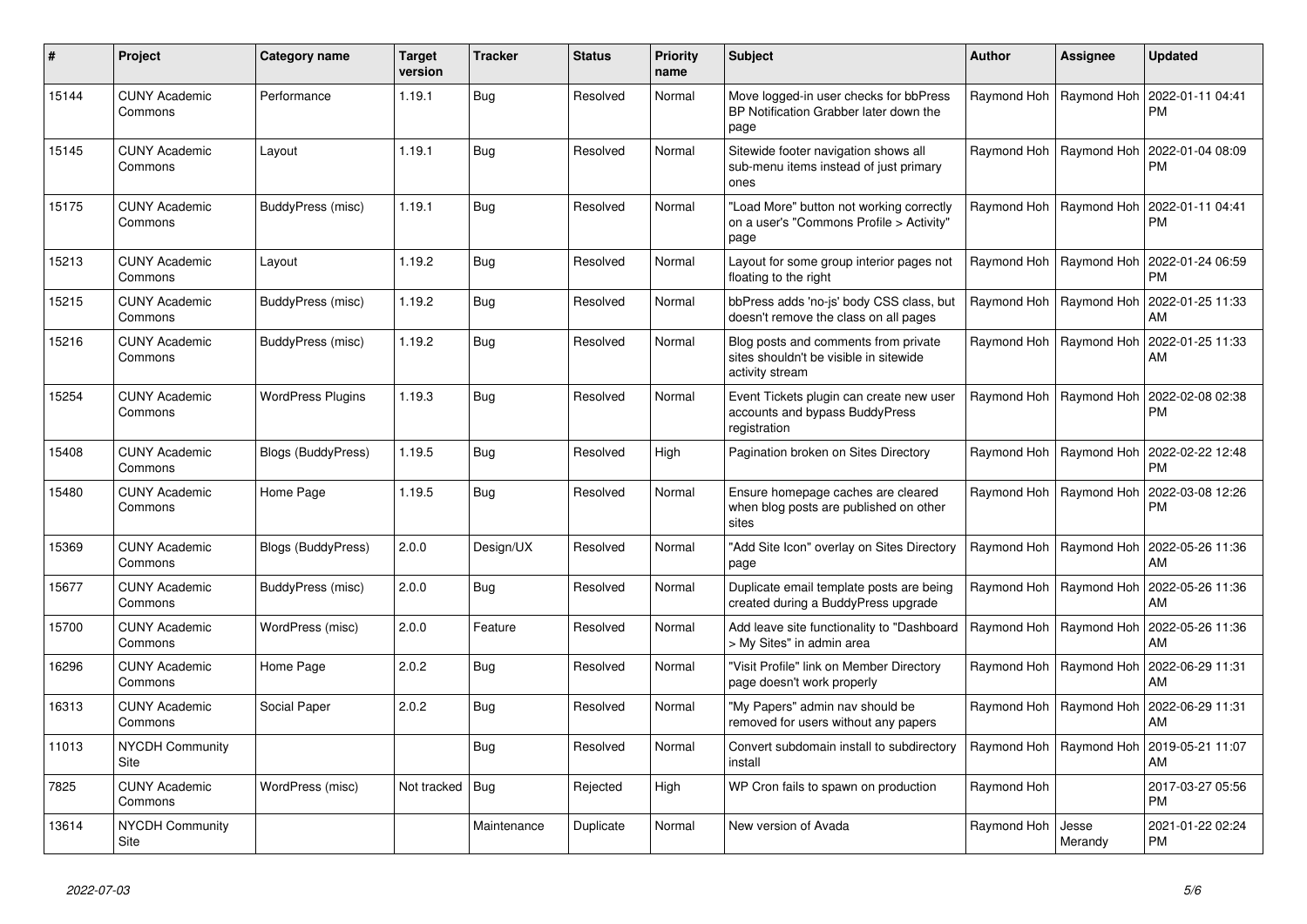| # | Project | Category name | Target version | Tracker | Status | Priority name | Subject | Author | Assignee | Updated |
|---|---|---|---|---|---|---|---|---|---|---|
| 15144 | CUNY Academic Commons | Performance | 1.19.1 | Bug | Resolved | Normal | Move logged-in user checks for bbPress BP Notification Grabber later down the page | Raymond Hoh | Raymond Hoh | 2022-01-11 04:41 PM |
| 15145 | CUNY Academic Commons | Layout | 1.19.1 | Bug | Resolved | Normal | Sitewide footer navigation shows all sub-menu items instead of just primary ones | Raymond Hoh | Raymond Hoh | 2022-01-04 08:09 PM |
| 15175 | CUNY Academic Commons | BuddyPress (misc) | 1.19.1 | Bug | Resolved | Normal | "Load More" button not working correctly on a user's "Commons Profile > Activity" page | Raymond Hoh | Raymond Hoh | 2022-01-11 04:41 PM |
| 15213 | CUNY Academic Commons | Layout | 1.19.2 | Bug | Resolved | Normal | Layout for some group interior pages not floating to the right | Raymond Hoh | Raymond Hoh | 2022-01-24 06:59 PM |
| 15215 | CUNY Academic Commons | BuddyPress (misc) | 1.19.2 | Bug | Resolved | Normal | bbPress adds 'no-js' body CSS class, but doesn't remove the class on all pages | Raymond Hoh | Raymond Hoh | 2022-01-25 11:33 AM |
| 15216 | CUNY Academic Commons | BuddyPress (misc) | 1.19.2 | Bug | Resolved | Normal | Blog posts and comments from private sites shouldn't be visible in sitewide activity stream | Raymond Hoh | Raymond Hoh | 2022-01-25 11:33 AM |
| 15254 | CUNY Academic Commons | WordPress Plugins | 1.19.3 | Bug | Resolved | Normal | Event Tickets plugin can create new user accounts and bypass BuddyPress registration | Raymond Hoh | Raymond Hoh | 2022-02-08 02:38 PM |
| 15408 | CUNY Academic Commons | Blogs (BuddyPress) | 1.19.5 | Bug | Resolved | High | Pagination broken on Sites Directory | Raymond Hoh | Raymond Hoh | 2022-02-22 12:48 PM |
| 15480 | CUNY Academic Commons | Home Page | 1.19.5 | Bug | Resolved | Normal | Ensure homepage caches are cleared when blog posts are published on other sites | Raymond Hoh | Raymond Hoh | 2022-03-08 12:26 PM |
| 15369 | CUNY Academic Commons | Blogs (BuddyPress) | 2.0.0 | Design/UX | Resolved | Normal | "Add Site Icon" overlay on Sites Directory page | Raymond Hoh | Raymond Hoh | 2022-05-26 11:36 AM |
| 15677 | CUNY Academic Commons | BuddyPress (misc) | 2.0.0 | Bug | Resolved | Normal | Duplicate email template posts are being created during a BuddyPress upgrade | Raymond Hoh | Raymond Hoh | 2022-05-26 11:36 AM |
| 15700 | CUNY Academic Commons | WordPress (misc) | 2.0.0 | Feature | Resolved | Normal | Add leave site functionality to "Dashboard > My Sites" in admin area | Raymond Hoh | Raymond Hoh | 2022-05-26 11:36 AM |
| 16296 | CUNY Academic Commons | Home Page | 2.0.2 | Bug | Resolved | Normal | "Visit Profile" link on Member Directory page doesn't work properly | Raymond Hoh | Raymond Hoh | 2022-06-29 11:31 AM |
| 16313 | CUNY Academic Commons | Social Paper | 2.0.2 | Bug | Resolved | Normal | "My Papers" admin nav should be removed for users without any papers | Raymond Hoh | Raymond Hoh | 2022-06-29 11:31 AM |
| 11013 | NYCDH Community Site | | | Bug | Resolved | Normal | Convert subdomain install to subdirectory install | Raymond Hoh | Raymond Hoh | 2019-05-21 11:07 AM |
| 7825 | CUNY Academic Commons | WordPress (misc) | Not tracked | Bug | Rejected | High | WP Cron fails to spawn on production | Raymond Hoh | | 2017-03-27 05:56 PM |
| 13614 | NYCDH Community Site | | | Maintenance | Duplicate | Normal | New version of Avada | Raymond Hoh | Jesse Merandy | 2021-01-22 02:24 PM |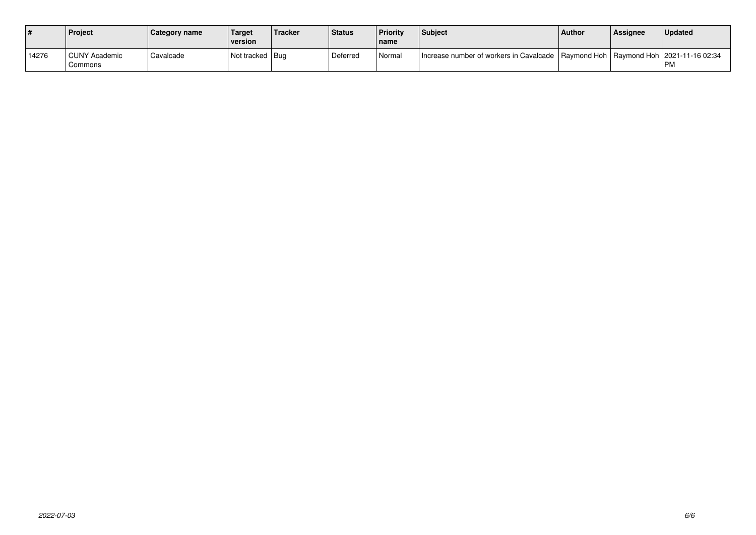| # | Project | Category name | Target version | Tracker | Status | Priority name | Subject | Author | Assignee | Updated |
|---|---|---|---|---|---|---|---|---|---|---|
| 14276 | CUNY Academic Commons | Cavalcade | Not tracked | Bug | Deferred | Normal | Increase number of workers in Cavalcade | Raymond Hoh | Raymond Hoh | 2021-11-16 02:34 PM |